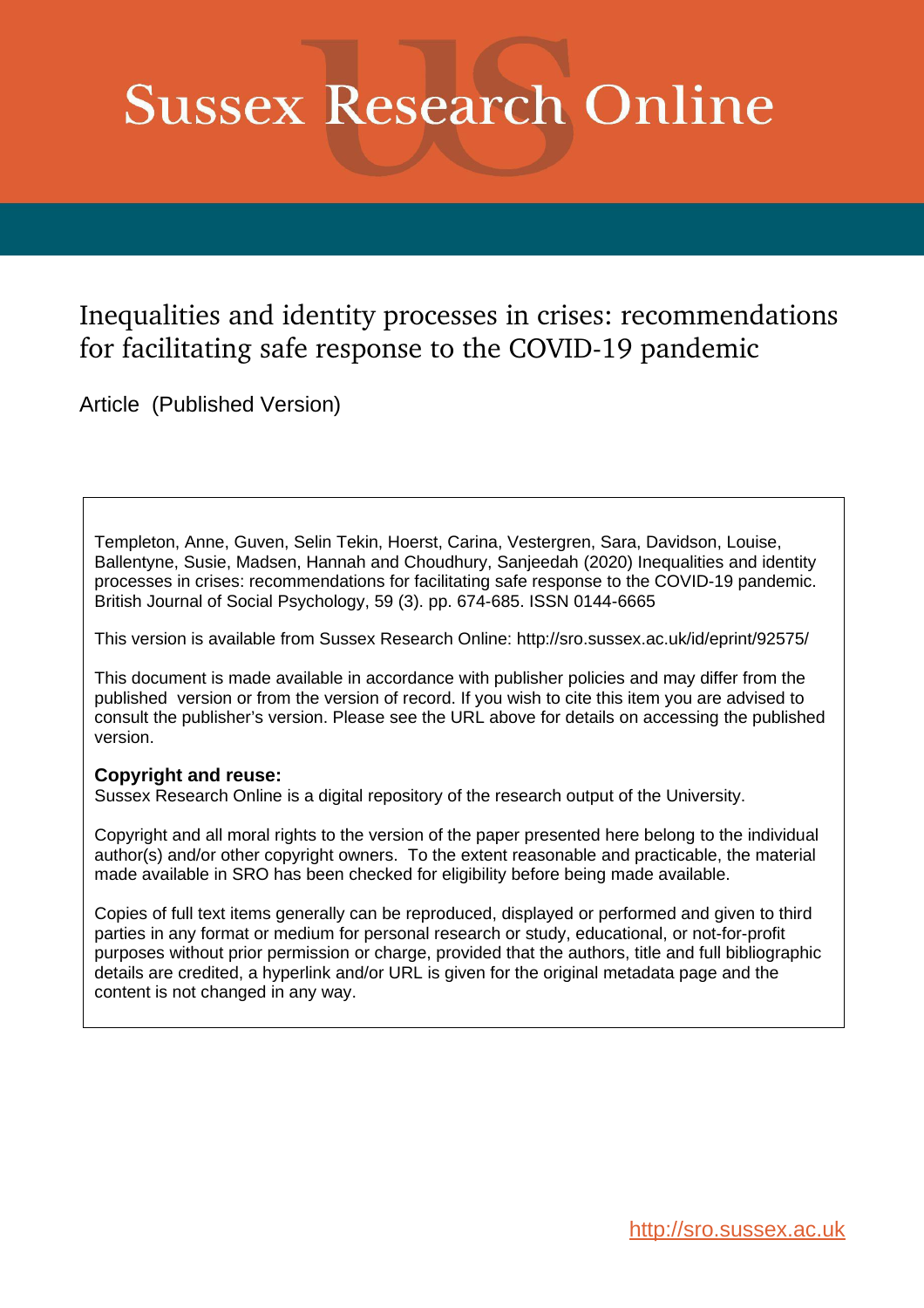# Sussex Research Online

## Inequalities and identity processes in crises: recommendations for facilitating safe response to the COVID-19 pandemic

Article (Published Version)

Templeton, Anne, Guven, Selin Tekin, Hoerst, Carina, Vestergren, Sara, Davidson, Louise, Ballentyne, Susie, Madsen, Hannah and Choudhury, Sanjeedah (2020) Inequalities and identity processes in crises: recommendations for facilitating safe response to the COVID-19 pandemic. British Journal of Social Psychology, 59 (3). pp. 674-685. ISSN 0144-6665

This version is available from Sussex Research Online: http://sro.sussex.ac.uk/id/eprint/92575/

This document is made available in accordance with publisher policies and may differ from the published version or from the version of record. If you wish to cite this item you are advised to consult the publisher's version. Please see the URL above for details on accessing the published version.

**Copyright and reuse:**
Sussex Research Online is a digital repository of the research output of the University.

Copyright and all moral rights to the version of the paper presented here belong to the individual author(s) and/or other copyright owners. To the extent reasonable and practicable, the material made available in SRO has been checked for eligibility before being made available.

Copies of full text items generally can be reproduced, displayed or performed and given to third parties in any format or medium for personal research or study, educational, or not-for-profit purposes without prior permission or charge, provided that the authors, title and full bibliographic details are credited, a hyperlink and/or URL is given for the original metadata page and the content is not changed in any way.

http://sro.sussex.ac.uk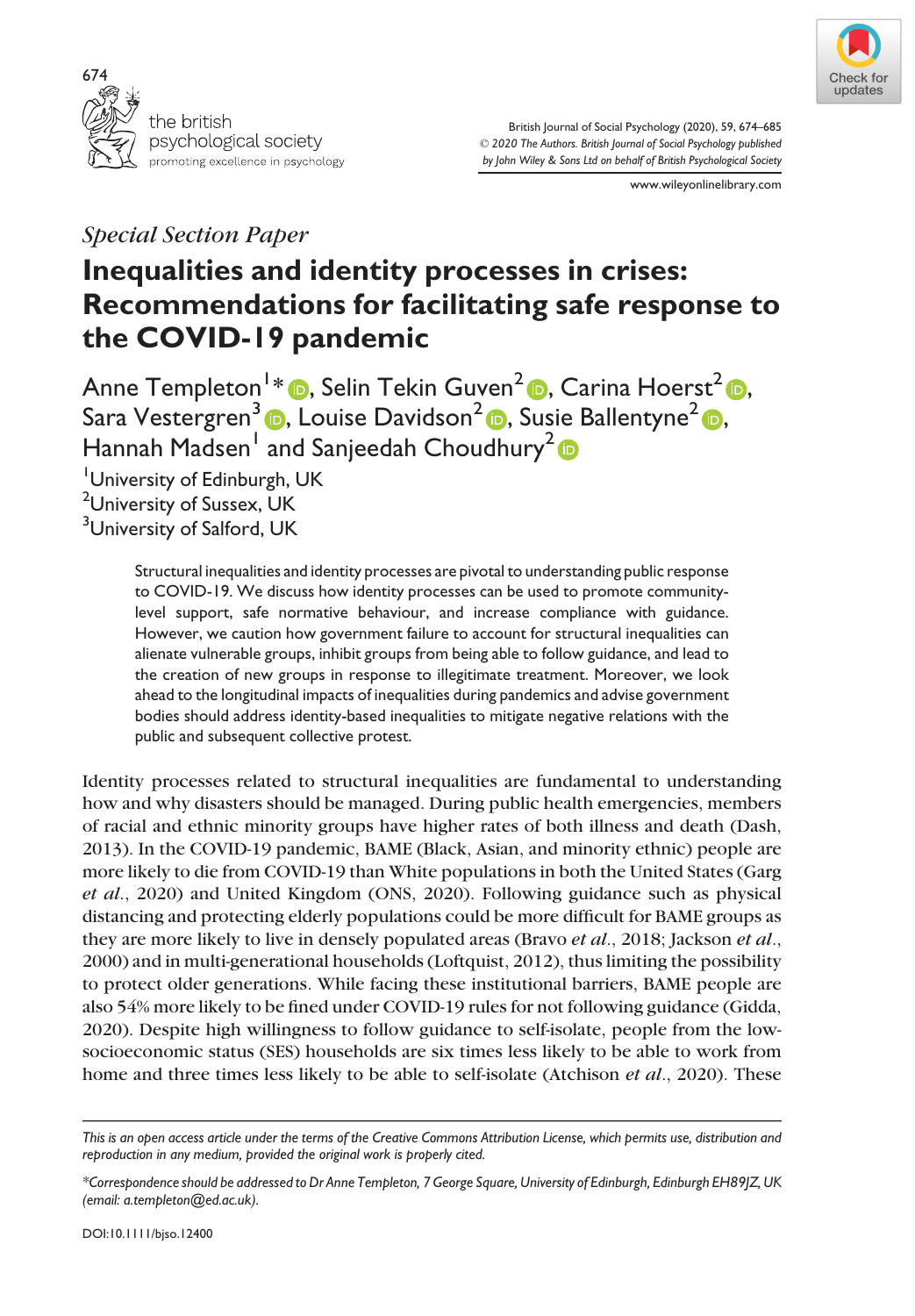*Special Section Paper*

# Inequalities and identity processes in crises: Recommendations for facilitating safe response to the COVID-19 pandemic

Anne Templeton[1]*, Selin Tekin Guven[2], Carina Hoerst[2], Sara Vestergren[3], Louise Davidson[2], Susie Ballentyne[2], Hannah Madsen[1] and Sanjeedah Choudhury[2]

[1]University of Edinburgh, UK
[2]University of Sussex, UK
[3]University of Salford, UK

Structural inequalities and identity processes are pivotal to understanding public response to COVID-19. We discuss how identity processes can be used to promote community-level support, safe normative behaviour, and increase compliance with guidance. However, we caution how government failure to account for structural inequalities can alienate vulnerable groups, inhibit groups from being able to follow guidance, and lead to the creation of new groups in response to illegitimate treatment. Moreover, we look ahead to the longitudinal impacts of inequalities during pandemics and advise government bodies should address identity-based inequalities to mitigate negative relations with the public and subsequent collective protest.

Identity processes related to structural inequalities are fundamental to understanding how and why disasters should be managed. During public health emergencies, members of racial and ethnic minority groups have higher rates of both illness and death (Dash, 2013). In the COVID-19 pandemic, BAME (Black, Asian, and minority ethnic) people are more likely to die from COVID-19 than White populations in both the United States (Garg *et al*., 2020) and United Kingdom (ONS, 2020). Following guidance such as physical distancing and protecting elderly populations could be more difficult for BAME groups as they are more likely to live in densely populated areas (Bravo *et al*., 2018; Jackson *et al*., 2000) and in multi-generational households (Loftquist, 2012), thus limiting the possibility to protect older generations. While facing these institutional barriers, BAME people are also 54% more likely to be fined under COVID-19 rules for not following guidance (Gidda, 2020). Despite high willingness to follow guidance to self-isolate, people from the low-socioeconomic status (SES) households are six times less likely to be able to work from home and three times less likely to be able to self-isolate (Atchison *et al*., 2020). These

This is an open access article under the terms of the Creative Commons Attribution License, which permits use, distribution and reproduction in any medium, provided the original work is properly cited.

*Correspondence should be addressed to Dr Anne Templeton, 7 George Square, University of Edinburgh, Edinburgh EH89JZ, UK (email: a.templeton@ed.ac.uk).

DOI:10.1111/bjso.12400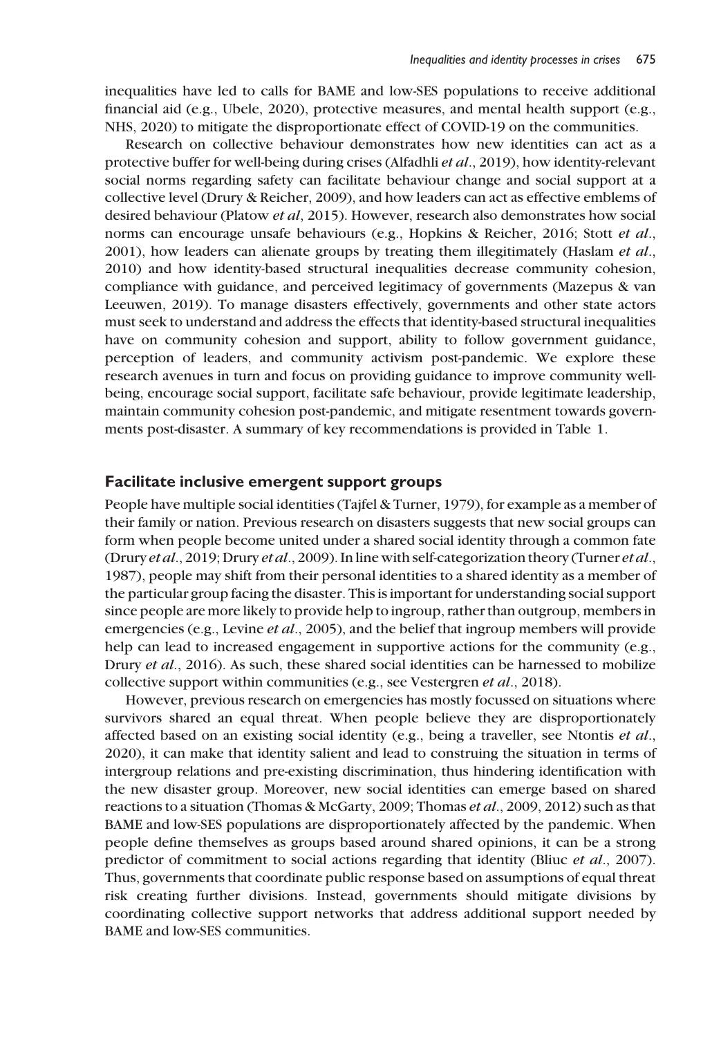inequalities have led to calls for BAME and low-SES populations to receive additional financial aid (e.g., Ubele, 2020), protective measures, and mental health support (e.g., NHS, 2020) to mitigate the disproportionate effect of COVID-19 on the communities.

Research on collective behaviour demonstrates how new identities can act as a protective buffer for well-being during crises (Alfadhli *et al*., 2019), how identity-relevant social norms regarding safety can facilitate behaviour change and social support at a collective level (Drury & Reicher, 2009), and how leaders can act as effective emblems of desired behaviour (Platow *et al*, 2015). However, research also demonstrates how social norms can encourage unsafe behaviours (e.g., Hopkins & Reicher, 2016; Stott *et al*., 2001), how leaders can alienate groups by treating them illegitimately (Haslam *et al*., 2010) and how identity-based structural inequalities decrease community cohesion, compliance with guidance, and perceived legitimacy of governments (Mazepus & van Leeuwen, 2019). To manage disasters effectively, governments and other state actors must seek to understand and address the effects that identity-based structural inequalities have on community cohesion and support, ability to follow government guidance, perception of leaders, and community activism post-pandemic. We explore these research avenues in turn and focus on providing guidance to improve community well-being, encourage social support, facilitate safe behaviour, provide legitimate leadership, maintain community cohesion post-pandemic, and mitigate resentment towards governments post-disaster. A summary of key recommendations is provided in Table 1.

## Facilitate inclusive emergent support groups

People have multiple social identities (Tajfel & Turner, 1979), for example as a member of their family or nation. Previous research on disasters suggests that new social groups can form when people become united under a shared social identity through a common fate (Drury *et al*., 2019; Drury *et al*., 2009). In line with self-categorization theory (Turner *et al*., 1987), people may shift from their personal identities to a shared identity as a member of the particular group facing the disaster. This is important for understanding social support since people are more likely to provide help to ingroup, rather than outgroup, members in emergencies (e.g., Levine *et al*., 2005), and the belief that ingroup members will provide help can lead to increased engagement in supportive actions for the community (e.g., Drury *et al*., 2016). As such, these shared social identities can be harnessed to mobilize collective support within communities (e.g., see Vestergren *et al*., 2018).

However, previous research on emergencies has mostly focussed on situations where survivors shared an equal threat. When people believe they are disproportionately affected based on an existing social identity (e.g., being a traveller, see Ntontis *et al*., 2020), it can make that identity salient and lead to construing the situation in terms of intergroup relations and pre-existing discrimination, thus hindering identification with the new disaster group. Moreover, new social identities can emerge based on shared reactions to a situation (Thomas & McGarty, 2009; Thomas *et al*., 2009, 2012) such as that BAME and low-SES populations are disproportionately affected by the pandemic. When people define themselves as groups based around shared opinions, it can be a strong predictor of commitment to social actions regarding that identity (Bliuc *et al*., 2007). Thus, governments that coordinate public response based on assumptions of equal threat risk creating further divisions. Instead, governments should mitigate divisions by coordinating collective support networks that address additional support needed by BAME and low-SES communities.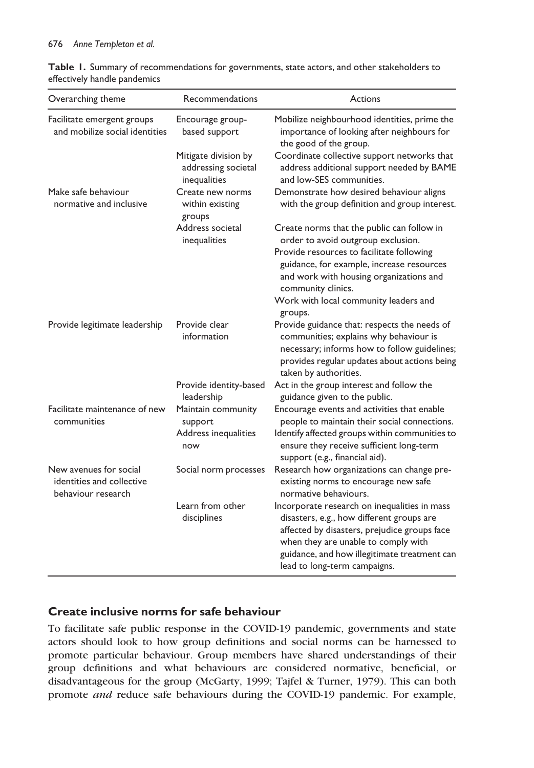**Table 1.** Summary of recommendations for governments, state actors, and other stakeholders to effectively handle pandemics

| Overarching theme | Recommendations | Actions |
| --- | --- | --- |
| Facilitate emergent groups and mobilize social identities | Encourage group-based support | Mobilize neighbourhood identities, prime the importance of looking after neighbours for the good of the group. |
| | Mitigate division by addressing societal inequalities | Coordinate collective support networks that address additional support needed by BAME and low-SES communities. |
| Make safe behaviour normative and inclusive | Create new norms within existing groups | Demonstrate how desired behaviour aligns with the group definition and group interest. |
| | Address societal inequalities | Create norms that the public can follow in order to avoid outgroup exclusion. |
| | | Provide resources to facilitate following guidance, for example, increase resources and work with housing organizations and community clinics. |
| | | Work with local community leaders and groups. |
| Provide legitimate leadership | Provide clear information | Provide guidance that: respects the needs of communities; explains why behaviour is necessary; informs how to follow guidelines; provides regular updates about actions being taken by authorities. |
| | Provide identity-based leadership | Act in the group interest and follow the guidance given to the public. |
| Facilitate maintenance of new communities | Maintain community support | Encourage events and activities that enable people to maintain their social connections. |
| | Address inequalities now | Identify affected groups within communities to ensure they receive sufficient long-term support (e.g., financial aid). |
| New avenues for social identities and collective behaviour research | Social norm processes | Research how organizations can change pre-existing norms to encourage new safe normative behaviours. |
| | Learn from other disciplines | Incorporate research on inequalities in mass disasters, e.g., how different groups are affected by disasters, prejudice groups face when they are unable to comply with guidance, and how illegitimate treatment can lead to long-term campaigns. |

## Create inclusive norms for safe behaviour

To facilitate safe public response in the COVID-19 pandemic, governments and state actors should look to how group definitions and social norms can be harnessed to promote particular behaviour. Group members have shared understandings of their group definitions and what behaviours are considered normative, beneficial, or disadvantageous for the group (McGarty, 1999; Tajfel & Turner, 1979). This can both promote *and* reduce safe behaviours during the COVID-19 pandemic. For example,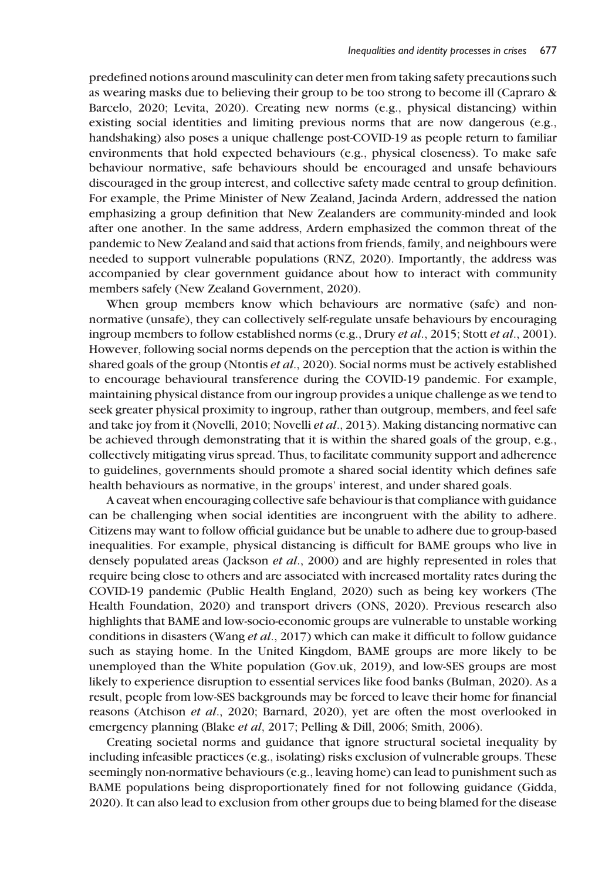predefined notions around masculinity can deter men from taking safety precautions such as wearing masks due to believing their group to be too strong to become ill (Capraro & Barcelo, 2020; Levita, 2020). Creating new norms (e.g., physical distancing) within existing social identities and limiting previous norms that are now dangerous (e.g., handshaking) also poses a unique challenge post-COVID-19 as people return to familiar environments that hold expected behaviours (e.g., physical closeness). To make safe behaviour normative, safe behaviours should be encouraged and unsafe behaviours discouraged in the group interest, and collective safety made central to group definition. For example, the Prime Minister of New Zealand, Jacinda Ardern, addressed the nation emphasizing a group definition that New Zealanders are community-minded and look after one another. In the same address, Ardern emphasized the common threat of the pandemic to New Zealand and said that actions from friends, family, and neighbours were needed to support vulnerable populations (RNZ, 2020). Importantly, the address was accompanied by clear government guidance about how to interact with community members safely (New Zealand Government, 2020).

When group members know which behaviours are normative (safe) and non-normative (unsafe), they can collectively self-regulate unsafe behaviours by encouraging ingroup members to follow established norms (e.g., Drury *et al*., 2015; Stott *et al*., 2001). However, following social norms depends on the perception that the action is within the shared goals of the group (Ntontis *et al*., 2020). Social norms must be actively established to encourage behavioural transference during the COVID-19 pandemic. For example, maintaining physical distance from our ingroup provides a unique challenge as we tend to seek greater physical proximity to ingroup, rather than outgroup, members, and feel safe and take joy from it (Novelli, 2010; Novelli *et al*., 2013). Making distancing normative can be achieved through demonstrating that it is within the shared goals of the group, e.g., collectively mitigating virus spread. Thus, to facilitate community support and adherence to guidelines, governments should promote a shared social identity which defines safe health behaviours as normative, in the groups' interest, and under shared goals.

A caveat when encouraging collective safe behaviour is that compliance with guidance can be challenging when social identities are incongruent with the ability to adhere. Citizens may want to follow official guidance but be unable to adhere due to group-based inequalities. For example, physical distancing is difficult for BAME groups who live in densely populated areas (Jackson *et al*., 2000) and are highly represented in roles that require being close to others and are associated with increased mortality rates during the COVID-19 pandemic (Public Health England, 2020) such as being key workers (The Health Foundation, 2020) and transport drivers (ONS, 2020). Previous research also highlights that BAME and low-socio-economic groups are vulnerable to unstable working conditions in disasters (Wang *et al*., 2017) which can make it difficult to follow guidance such as staying home. In the United Kingdom, BAME groups are more likely to be unemployed than the White population (Gov.uk, 2019), and low-SES groups are most likely to experience disruption to essential services like food banks (Bulman, 2020). As a result, people from low-SES backgrounds may be forced to leave their home for financial reasons (Atchison *et al*., 2020; Barnard, 2020), yet are often the most overlooked in emergency planning (Blake *et al*, 2017; Pelling & Dill, 2006; Smith, 2006).

Creating societal norms and guidance that ignore structural societal inequality by including infeasible practices (e.g., isolating) risks exclusion of vulnerable groups. These seemingly non-normative behaviours (e.g., leaving home) can lead to punishment such as BAME populations being disproportionately fined for not following guidance (Gidda, 2020). It can also lead to exclusion from other groups due to being blamed for the disease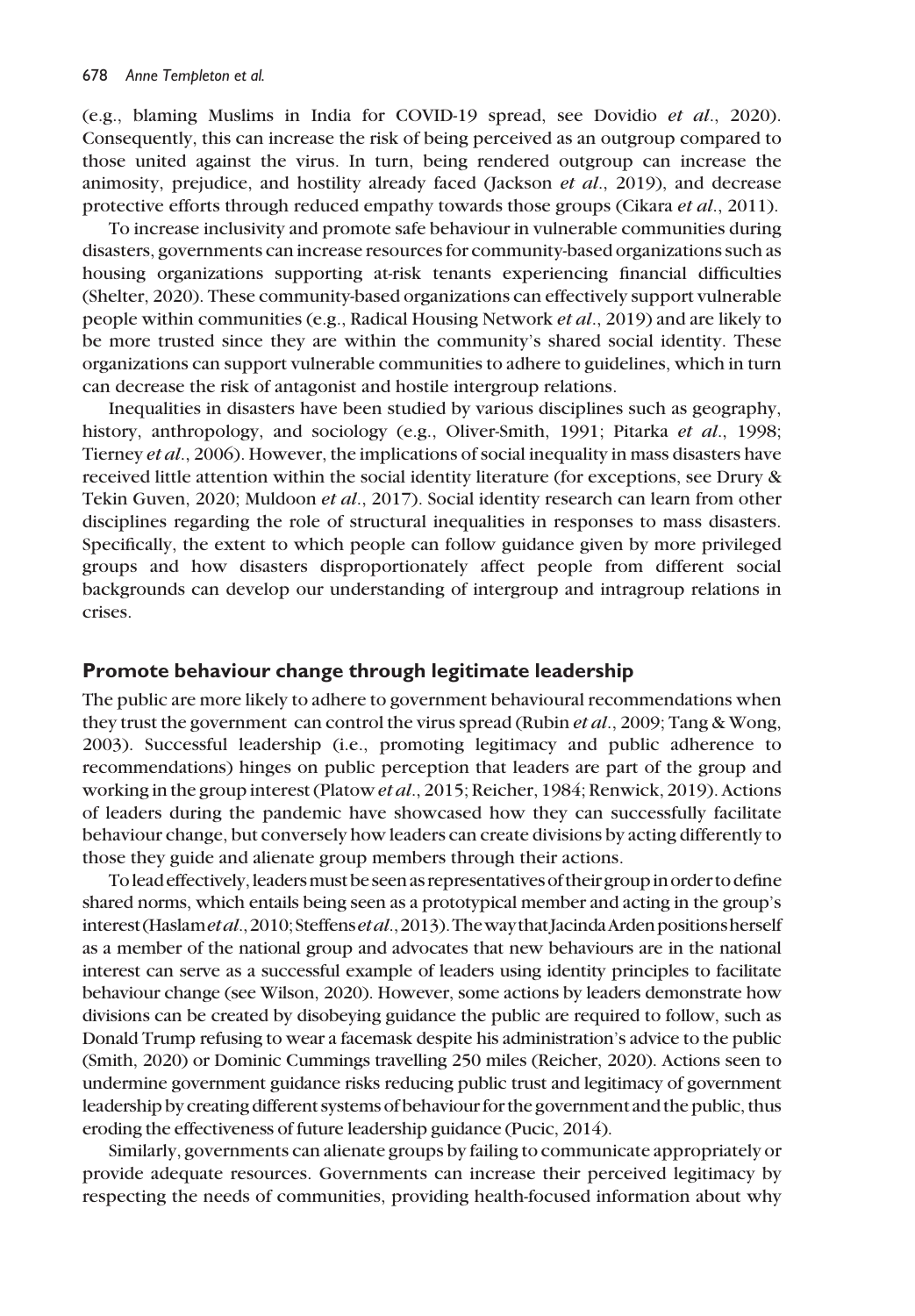(e.g., blaming Muslims in India for COVID-19 spread, see Dovidio *et al*., 2020). Consequently, this can increase the risk of being perceived as an outgroup compared to those united against the virus. In turn, being rendered outgroup can increase the animosity, prejudice, and hostility already faced (Jackson *et al*., 2019), and decrease protective efforts through reduced empathy towards those groups (Cikara *et al*., 2011).

To increase inclusivity and promote safe behaviour in vulnerable communities during disasters, governments can increase resources for community-based organizations such as housing organizations supporting at-risk tenants experiencing financial difficulties (Shelter, 2020). These community-based organizations can effectively support vulnerable people within communities (e.g., Radical Housing Network *et al*., 2019) and are likely to be more trusted since they are within the community's shared social identity. These organizations can support vulnerable communities to adhere to guidelines, which in turn can decrease the risk of antagonist and hostile intergroup relations.

Inequalities in disasters have been studied by various disciplines such as geography, history, anthropology, and sociology (e.g., Oliver-Smith, 1991; Pitarka *et al*., 1998; Tierney *et al*., 2006). However, the implications of social inequality in mass disasters have received little attention within the social identity literature (for exceptions, see Drury & Tekin Guven, 2020; Muldoon *et al*., 2017). Social identity research can learn from other disciplines regarding the role of structural inequalities in responses to mass disasters. Specifically, the extent to which people can follow guidance given by more privileged groups and how disasters disproportionately affect people from different social backgrounds can develop our understanding of intergroup and intragroup relations in crises.

## Promote behaviour change through legitimate leadership

The public are more likely to adhere to government behavioural recommendations when they trust the government can control the virus spread (Rubin *et al*., 2009; Tang & Wong, 2003). Successful leadership (i.e., promoting legitimacy and public adherence to recommendations) hinges on public perception that leaders are part of the group and working in the group interest (Platow *et al*., 2015; Reicher, 1984; Renwick, 2019). Actions of leaders during the pandemic have showcased how they can successfully facilitate behaviour change, but conversely how leaders can create divisions by acting differently to those they guide and alienate group members through their actions.

To lead effectively, leaders must be seen as representatives of their group in order to define shared norms, which entails being seen as a prototypical member and acting in the group's interest (Haslam *et al*., 2010; Steffens *et al*., 2013). The way that Jacinda Arden positions herself as a member of the national group and advocates that new behaviours are in the national interest can serve as a successful example of leaders using identity principles to facilitate behaviour change (see Wilson, 2020). However, some actions by leaders demonstrate how divisions can be created by disobeying guidance the public are required to follow, such as Donald Trump refusing to wear a facemask despite his administration's advice to the public (Smith, 2020) or Dominic Cummings travelling 250 miles (Reicher, 2020). Actions seen to undermine government guidance risks reducing public trust and legitimacy of government leadership by creating different systems of behaviour for the government and the public, thus eroding the effectiveness of future leadership guidance (Pucic, 2014).

Similarly, governments can alienate groups by failing to communicate appropriately or provide adequate resources. Governments can increase their perceived legitimacy by respecting the needs of communities, providing health-focused information about why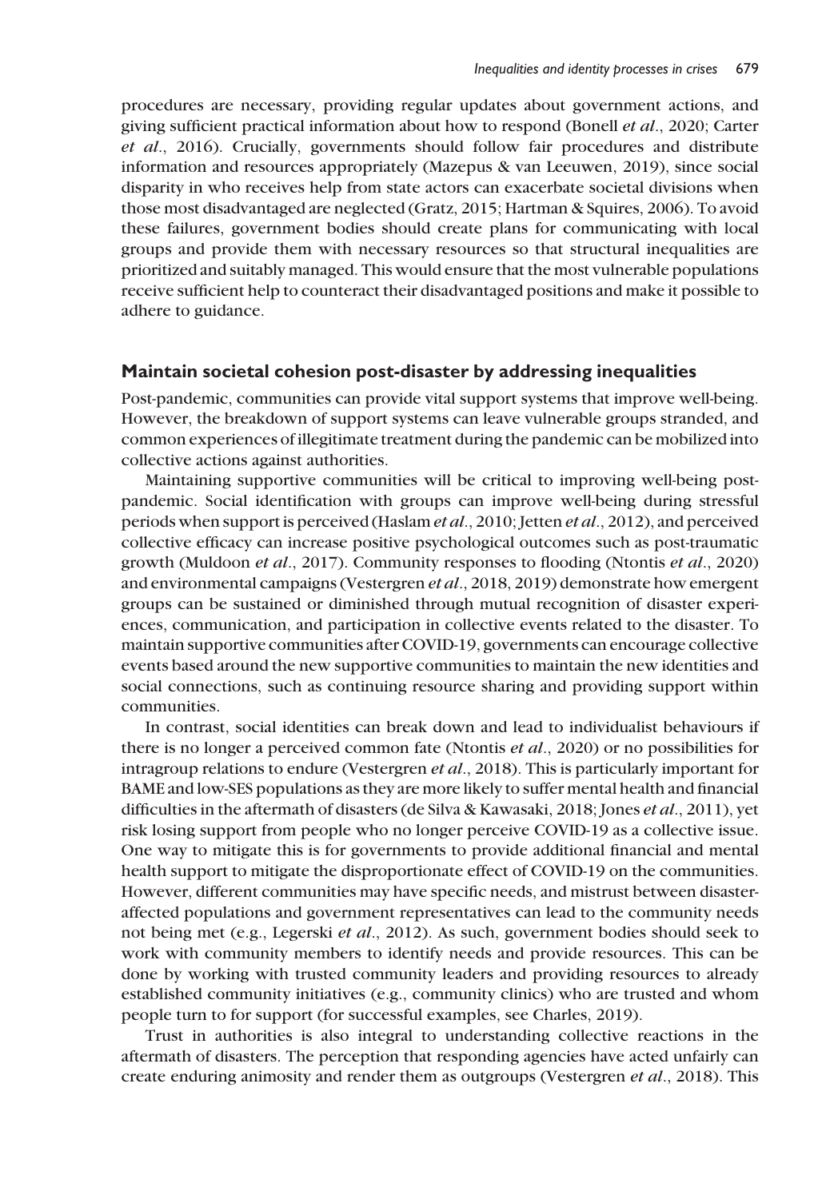procedures are necessary, providing regular updates about government actions, and giving sufficient practical information about how to respond (Bonell *et al*., 2020; Carter *et al*., 2016). Crucially, governments should follow fair procedures and distribute information and resources appropriately (Mazepus & van Leeuwen, 2019), since social disparity in who receives help from state actors can exacerbate societal divisions when those most disadvantaged are neglected (Gratz, 2015; Hartman & Squires, 2006). To avoid these failures, government bodies should create plans for communicating with local groups and provide them with necessary resources so that structural inequalities are prioritized and suitably managed. This would ensure that the most vulnerable populations receive sufficient help to counteract their disadvantaged positions and make it possible to adhere to guidance.

## Maintain societal cohesion post-disaster by addressing inequalities

Post-pandemic, communities can provide vital support systems that improve well-being. However, the breakdown of support systems can leave vulnerable groups stranded, and common experiences of illegitimate treatment during the pandemic can be mobilized into collective actions against authorities.

Maintaining supportive communities will be critical to improving well-being post-pandemic. Social identification with groups can improve well-being during stressful periods when support is perceived (Haslam *et al*., 2010; Jetten *et al*., 2012), and perceived collective efficacy can increase positive psychological outcomes such as post-traumatic growth (Muldoon *et al*., 2017). Community responses to flooding (Ntontis *et al*., 2020) and environmental campaigns (Vestergren *et al*., 2018, 2019) demonstrate how emergent groups can be sustained or diminished through mutual recognition of disaster experiences, communication, and participation in collective events related to the disaster. To maintain supportive communities after COVID-19, governments can encourage collective events based around the new supportive communities to maintain the new identities and social connections, such as continuing resource sharing and providing support within communities.

In contrast, social identities can break down and lead to individualist behaviours if there is no longer a perceived common fate (Ntontis *et al*., 2020) or no possibilities for intragroup relations to endure (Vestergren *et al*., 2018). This is particularly important for BAME and low-SES populations as they are more likely to suffer mental health and financial difficulties in the aftermath of disasters (de Silva & Kawasaki, 2018; Jones *et al*., 2011), yet risk losing support from people who no longer perceive COVID-19 as a collective issue. One way to mitigate this is for governments to provide additional financial and mental health support to mitigate the disproportionate effect of COVID-19 on the communities. However, different communities may have specific needs, and mistrust between disaster-affected populations and government representatives can lead to the community needs not being met (e.g., Legerski *et al*., 2012). As such, government bodies should seek to work with community members to identify needs and provide resources. This can be done by working with trusted community leaders and providing resources to already established community initiatives (e.g., community clinics) who are trusted and whom people turn to for support (for successful examples, see Charles, 2019).

Trust in authorities is also integral to understanding collective reactions in the aftermath of disasters. The perception that responding agencies have acted unfairly can create enduring animosity and render them as outgroups (Vestergren *et al*., 2018). This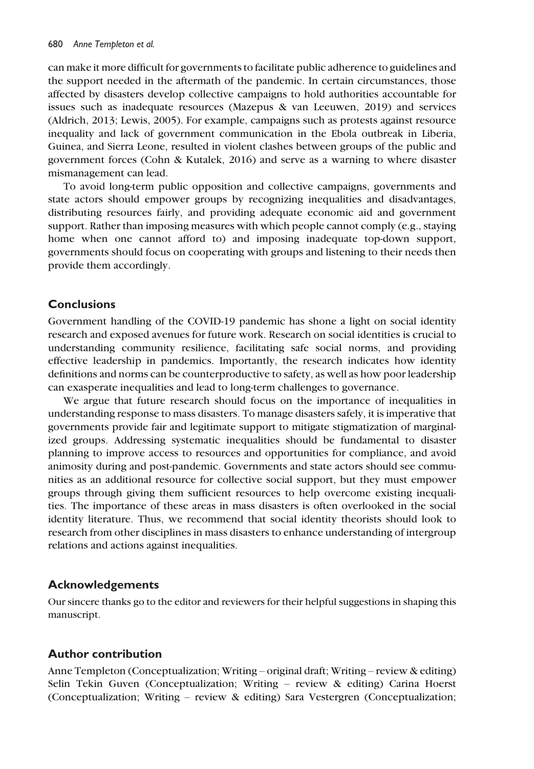can make it more difficult for governments to facilitate public adherence to guidelines and the support needed in the aftermath of the pandemic. In certain circumstances, those affected by disasters develop collective campaigns to hold authorities accountable for issues such as inadequate resources (Mazepus & van Leeuwen, 2019) and services (Aldrich, 2013; Lewis, 2005). For example, campaigns such as protests against resource inequality and lack of government communication in the Ebola outbreak in Liberia, Guinea, and Sierra Leone, resulted in violent clashes between groups of the public and government forces (Cohn & Kutalek, 2016) and serve as a warning to where disaster mismanagement can lead.

To avoid long-term public opposition and collective campaigns, governments and state actors should empower groups by recognizing inequalities and disadvantages, distributing resources fairly, and providing adequate economic aid and government support. Rather than imposing measures with which people cannot comply (e.g., staying home when one cannot afford to) and imposing inadequate top-down support, governments should focus on cooperating with groups and listening to their needs then provide them accordingly.

## Conclusions

Government handling of the COVID-19 pandemic has shone a light on social identity research and exposed avenues for future work. Research on social identities is crucial to understanding community resilience, facilitating safe social norms, and providing effective leadership in pandemics. Importantly, the research indicates how identity definitions and norms can be counterproductive to safety, as well as how poor leadership can exasperate inequalities and lead to long-term challenges to governance.

We argue that future research should focus on the importance of inequalities in understanding response to mass disasters. To manage disasters safely, it is imperative that governments provide fair and legitimate support to mitigate stigmatization of marginalized groups. Addressing systematic inequalities should be fundamental to disaster planning to improve access to resources and opportunities for compliance, and avoid animosity during and post-pandemic. Governments and state actors should see communities as an additional resource for collective social support, but they must empower groups through giving them sufficient resources to help overcome existing inequalities. The importance of these areas in mass disasters is often overlooked in the social identity literature. Thus, we recommend that social identity theorists should look to research from other disciplines in mass disasters to enhance understanding of intergroup relations and actions against inequalities.

## Acknowledgements

Our sincere thanks go to the editor and reviewers for their helpful suggestions in shaping this manuscript.

## Author contribution

Anne Templeton (Conceptualization; Writing – original draft; Writing – review & editing) Selin Tekin Guven (Conceptualization; Writing – review & editing) Carina Hoerst (Conceptualization; Writing – review & editing) Sara Vestergren (Conceptualization;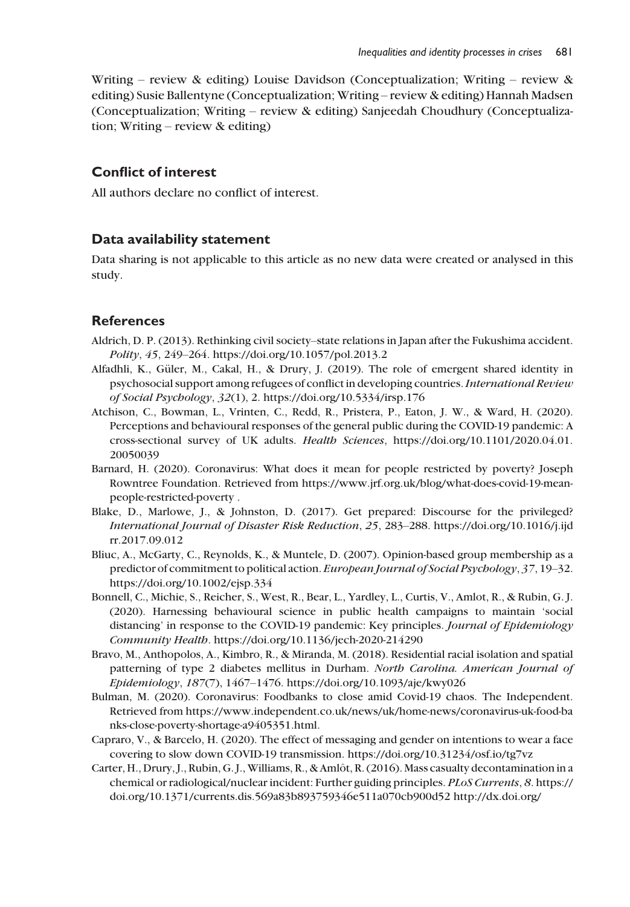Writing – review & editing) Louise Davidson (Conceptualization; Writing – review & editing) Susie Ballentyne (Conceptualization; Writing – review & editing) Hannah Madsen (Conceptualization; Writing – review & editing) Sanjeedah Choudhury (Conceptualization; Writing – review & editing)

## Conflict of interest

All authors declare no conflict of interest.

## Data availability statement

Data sharing is not applicable to this article as no new data were created or analysed in this study.

## References

Aldrich, D. P. (2013). Rethinking civil society–state relations in Japan after the Fukushima accident. *Polity*, *45*, 249–264. https://doi.org/10.1057/pol.2013.2

Alfadhli, K., Güler, M., Cakal, H., & Drury, J. (2019). The role of emergent shared identity in psychosocial support among refugees of conflict in developing countries. *International Review of Social Psychology*, *32*(1), 2. https://doi.org/10.5334/irsp.176

Atchison, C., Bowman, L., Vrinten, C., Redd, R., Pristera, P., Eaton, J. W., & Ward, H. (2020). Perceptions and behavioural responses of the general public during the COVID-19 pandemic: A cross-sectional survey of UK adults. *Health Sciences*, https://doi.org/10.1101/2020.04.01.20050039

Barnard, H. (2020). Coronavirus: What does it mean for people restricted by poverty? Joseph Rowntree Foundation. Retrieved from https://www.jrf.org.uk/blog/what-does-covid-19-mean-people-restricted-poverty .

Blake, D., Marlowe, J., & Johnston, D. (2017). Get prepared: Discourse for the privileged? *International Journal of Disaster Risk Reduction*, *25*, 283–288. https://doi.org/10.1016/j.ijdrr.2017.09.012

Bliuc, A., McGarty, C., Reynolds, K., & Muntele, D. (2007). Opinion-based group membership as a predictor of commitment to political action. *European Journal of Social Psychology*, *37*, 19–32. https://doi.org/10.1002/ejsp.334

Bonnell, C., Michie, S., Reicher, S., West, R., Bear, L., Yardley, L., Curtis, V., Amlot, R., & Rubin, G. J. (2020). Harnessing behavioural science in public health campaigns to maintain 'social distancing' in response to the COVID-19 pandemic: Key principles. *Journal of Epidemiology Community Health*. https://doi.org/10.1136/jech-2020-214290

Bravo, M., Anthopolos, A., Kimbro, R., & Miranda, M. (2018). Residential racial isolation and spatial patterning of type 2 diabetes mellitus in Durham. *North Carolina. American Journal of Epidemiology*, *187*(7), 1467–1476. https://doi.org/10.1093/aje/kwy026

Bulman, M. (2020). Coronavirus: Foodbanks to close amid Covid-19 chaos. The Independent. Retrieved from https://www.independent.co.uk/news/uk/home-news/coronavirus-uk-food-banks-close-poverty-shortage-a9405351.html.

Capraro, V., & Barcelo, H. (2020). The effect of messaging and gender on intentions to wear a face covering to slow down COVID-19 transmission. https://doi.org/10.31234/osf.io/tg7vz

Carter, H., Drury, J., Rubin, G. J., Williams, R., & Amlôt, R. (2016). Mass casualty decontamination in a chemical or radiological/nuclear incident: Further guiding principles. *PLoS Currents*, *8*. https://doi.org/10.1371/currents.dis.569a83b893759346e511a070cb900d52 http://dx.doi.org/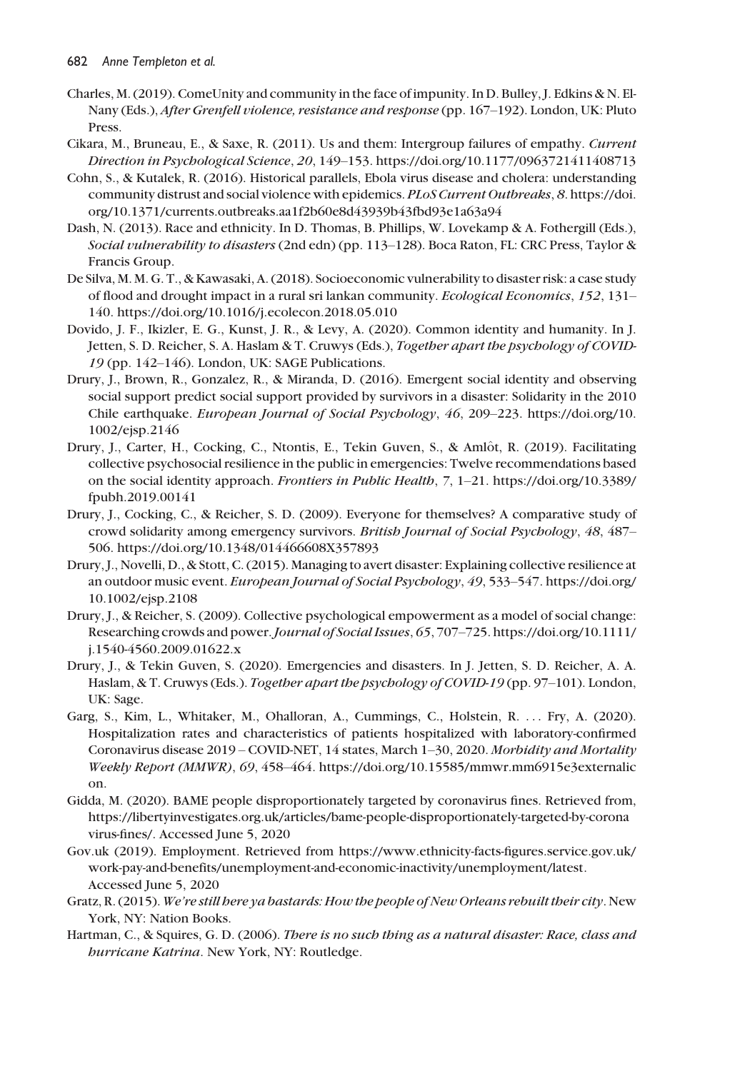Charles, M. (2019). ComeUnity and community in the face of impunity. In D. Bulley, J. Edkins & N. El-Nany (Eds.), *After Grenfell violence, resistance and response* (pp. 167–192). London, UK: Pluto Press.

Cikara, M., Bruneau, E., & Saxe, R. (2011). Us and them: Intergroup failures of empathy. *Current Direction in Psychological Science*, *20*, 149–153. https://doi.org/10.1177/0963721411408713

Cohn, S., & Kutalek, R. (2016). Historical parallels, Ebola virus disease and cholera: understanding community distrust and social violence with epidemics. *PLoS Current Outbreaks*, *8*. https://doi.org/10.1371/currents.outbreaks.aa1f2b60e8d43939b43fbd93e1a63a94

Dash, N. (2013). Race and ethnicity. In D. Thomas, B. Phillips, W. Lovekamp & A. Fothergill (Eds.), *Social vulnerability to disasters* (2nd edn) (pp. 113–128). Boca Raton, FL: CRC Press, Taylor & Francis Group.

De Silva, M. M. G. T., & Kawasaki, A. (2018). Socioeconomic vulnerability to disaster risk: a case study of flood and drought impact in a rural sri lankan community. *Ecological Economics*, *152*, 131–140. https://doi.org/10.1016/j.ecolecon.2018.05.010

Dovido, J. F., Ikizler, E. G., Kunst, J. R., & Levy, A. (2020). Common identity and humanity. In J. Jetten, S. D. Reicher, S. A. Haslam & T. Cruwys (Eds.), *Together apart the psychology of COVID-19* (pp. 142–146). London, UK: SAGE Publications.

Drury, J., Brown, R., Gonzalez, R., & Miranda, D. (2016). Emergent social identity and observing social support predict social support provided by survivors in a disaster: Solidarity in the 2010 Chile earthquake. *European Journal of Social Psychology*, *46*, 209–223. https://doi.org/10.1002/ejsp.2146

Drury, J., Carter, H., Cocking, C., Ntontis, E., Tekin Guven, S., & Amlôt, R. (2019). Facilitating collective psychosocial resilience in the public in emergencies: Twelve recommendations based on the social identity approach. *Frontiers in Public Health*, *7*, 1–21. https://doi.org/10.3389/fpubh.2019.00141

Drury, J., Cocking, C., & Reicher, S. D. (2009). Everyone for themselves? A comparative study of crowd solidarity among emergency survivors. *British Journal of Social Psychology*, *48*, 487–506. https://doi.org/10.1348/014466608X357893

Drury, J., Novelli, D., & Stott, C. (2015). Managing to avert disaster: Explaining collective resilience at an outdoor music event. *European Journal of Social Psychology*, *49*, 533–547. https://doi.org/10.1002/ejsp.2108

Drury, J., & Reicher, S. (2009). Collective psychological empowerment as a model of social change: Researching crowds and power. *Journal of Social Issues*, *65*, 707–725. https://doi.org/10.1111/j.1540-4560.2009.01622.x

Drury, J., & Tekin Guven, S. (2020). Emergencies and disasters. In J. Jetten, S. D. Reicher, A. A. Haslam, & T. Cruwys (Eds.). *Together apart the psychology of COVID-19* (pp. 97–101). London, UK: Sage.

Garg, S., Kim, L., Whitaker, M., Ohalloran, A., Cummings, C., Holstein, R. . . . Fry, A. (2020). Hospitalization rates and characteristics of patients hospitalized with laboratory-confirmed Coronavirus disease 2019 – COVID-NET, 14 states, March 1–30, 2020. *Morbidity and Mortality Weekly Report (MMWR)*, *69*, 458–464. https://doi.org/10.15585/mmwr.mm6915e3externalicon.

Gidda, M. (2020). BAME people disproportionately targeted by coronavirus fines. Retrieved from, https://libertyinvestigates.org.uk/articles/bame-people-disproportionately-targeted-by-coronavirus-fines/. Accessed June 5, 2020

Gov.uk (2019). Employment. Retrieved from https://www.ethnicity-facts-figures.service.gov.uk/work-pay-and-benefits/unemployment-and-economic-inactivity/unemployment/latest. Accessed June 5, 2020

Gratz, R. (2015). *We're still here ya bastards: How the people of New Orleans rebuilt their city*. New York, NY: Nation Books.

Hartman, C., & Squires, G. D. (2006). *There is no such thing as a natural disaster: Race, class and hurricane Katrina*. New York, NY: Routledge.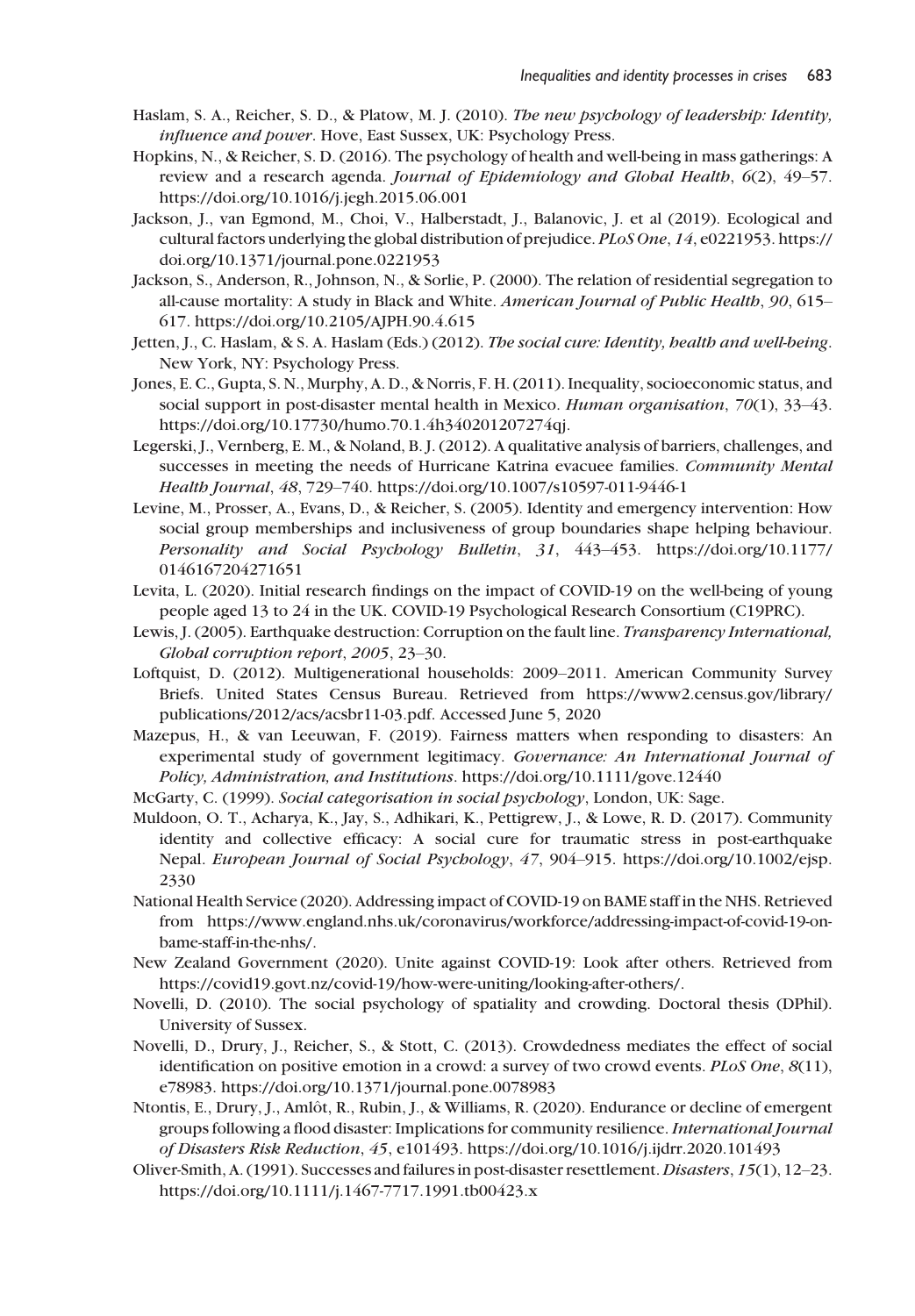Haslam, S. A., Reicher, S. D., & Platow, M. J. (2010). *The new psychology of leadership: Identity, influence and power*. Hove, East Sussex, UK: Psychology Press.

Hopkins, N., & Reicher, S. D. (2016). The psychology of health and well-being in mass gatherings: A review and a research agenda. *Journal of Epidemiology and Global Health*, *6*(2), 49–57. https://doi.org/10.1016/j.jegh.2015.06.001

Jackson, J., van Egmond, M., Choi, V., Halberstadt, J., Balanovic, J. et al (2019). Ecological and cultural factors underlying the global distribution of prejudice. *PLoS One*, *14*, e0221953. https://doi.org/10.1371/journal.pone.0221953

Jackson, S., Anderson, R., Johnson, N., & Sorlie, P. (2000). The relation of residential segregation to all-cause mortality: A study in Black and White. *American Journal of Public Health*, *90*, 615–617. https://doi.org/10.2105/AJPH.90.4.615

Jetten, J., C. Haslam, & S. A. Haslam (Eds.) (2012). *The social cure: Identity, health and well-being*. New York, NY: Psychology Press.

Jones, E. C., Gupta, S. N., Murphy, A. D., & Norris, F. H. (2011). Inequality, socioeconomic status, and social support in post-disaster mental health in Mexico. *Human organisation*, *70*(1), 33–43. https://doi.org/10.17730/humo.70.1.4h340201207274qj.

Legerski, J., Vernberg, E. M., & Noland, B. J. (2012). A qualitative analysis of barriers, challenges, and successes in meeting the needs of Hurricane Katrina evacuee families. *Community Mental Health Journal*, *48*, 729–740. https://doi.org/10.1007/s10597-011-9446-1

Levine, M., Prosser, A., Evans, D., & Reicher, S. (2005). Identity and emergency intervention: How social group memberships and inclusiveness of group boundaries shape helping behaviour. *Personality and Social Psychology Bulletin*, *31*, 443–453. https://doi.org/10.1177/0146167204271651

Levita, L. (2020). Initial research findings on the impact of COVID-19 on the well-being of young people aged 13 to 24 in the UK. COVID-19 Psychological Research Consortium (C19PRC).

Lewis, J. (2005). Earthquake destruction: Corruption on the fault line. *Transparency International, Global corruption report*, *2005*, 23–30.

Loftquist, D. (2012). Multigenerational households: 2009–2011. American Community Survey Briefs. United States Census Bureau. Retrieved from https://www2.census.gov/library/publications/2012/acs/acsbr11-03.pdf. Accessed June 5, 2020

Mazepus, H., & van Leeuwan, F. (2019). Fairness matters when responding to disasters: An experimental study of government legitimacy. *Governance: An International Journal of Policy, Administration, and Institutions*. https://doi.org/10.1111/gove.12440

McGarty, C. (1999). *Social categorisation in social psychology*, London, UK: Sage.

Muldoon, O. T., Acharya, K., Jay, S., Adhikari, K., Pettigrew, J., & Lowe, R. D. (2017). Community identity and collective efficacy: A social cure for traumatic stress in post-earthquake Nepal. *European Journal of Social Psychology*, *47*, 904–915. https://doi.org/10.1002/ejsp.2330

National Health Service (2020). Addressing impact of COVID-19 on BAME staff in the NHS. Retrieved from https://www.england.nhs.uk/coronavirus/workforce/addressing-impact-of-covid-19-on-bame-staff-in-the-nhs/.

New Zealand Government (2020). Unite against COVID-19: Look after others. Retrieved from https://covid19.govt.nz/covid-19/how-were-uniting/looking-after-others/.

Novelli, D. (2010). The social psychology of spatiality and crowding. Doctoral thesis (DPhil). University of Sussex.

Novelli, D., Drury, J., Reicher, S., & Stott, C. (2013). Crowdedness mediates the effect of social identification on positive emotion in a crowd: a survey of two crowd events. *PLoS One*, *8*(11), e78983. https://doi.org/10.1371/journal.pone.0078983

Ntontis, E., Drury, J., Amlôt, R., Rubin, J., & Williams, R. (2020). Endurance or decline of emergent groups following a flood disaster: Implications for community resilience. *International Journal of Disasters Risk Reduction*, *45*, e101493. https://doi.org/10.1016/j.ijdrr.2020.101493

Oliver-Smith, A. (1991). Successes and failures in post-disaster resettlement. *Disasters*, *15*(1), 12–23. https://doi.org/10.1111/j.1467-7717.1991.tb00423.x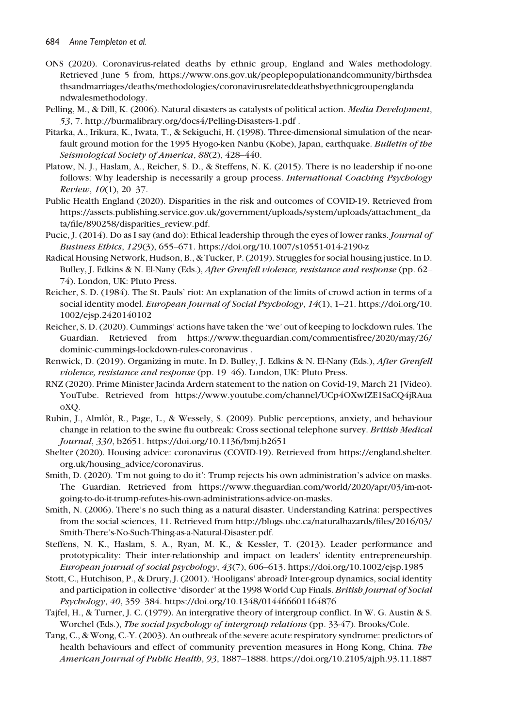ONS (2020). Coronavirus-related deaths by ethnic group, England and Wales methodology. Retrieved June 5 from, https://www.ons.gov.uk/peoplepopulationandcommunity/birthsdeathsandmarriages/deaths/methodologies/coronavirusrelateddeathsbyethnicgroupenglandandwalesmethodology.

Pelling, M., & Dill, K. (2006). Natural disasters as catalysts of political action. *Media Development*, *53*, 7. http://burmalibrary.org/docs4/Pelling-Disasters-1.pdf .

Pitarka, A., Irikura, K., Iwata, T., & Sekiguchi, H. (1998). Three-dimensional simulation of the near-fault ground motion for the 1995 Hyogo-ken Nanbu (Kobe), Japan, earthquake. *Bulletin of the Seismological Society of America*, *88*(2), 428–440.

Platow, N. J., Haslam, A., Reicher, S. D., & Steffens, N. K. (2015). There is no leadership if no-one follows: Why leadership is necessarily a group process. *International Coaching Psychology Review*, *10*(1), 20–37.

Public Health England (2020). Disparities in the risk and outcomes of COVID-19. Retrieved from https://assets.publishing.service.gov.uk/government/uploads/system/uploads/attachment_data/file/890258/disparities_review.pdf.

Pucic, J. (2014). Do as I say (and do): Ethical leadership through the eyes of lower ranks. *Journal of Business Ethics*, *129*(3), 655–671. https://doi.org/10.1007/s10551-014-2190-z

Radical Housing Network, Hudson, B., & Tucker, P. (2019). Struggles for social housing justice. In D. Bulley, J. Edkins & N. El-Nany (Eds.), *After Grenfell violence, resistance and response* (pp. 62–74). London, UK: Pluto Press.

Reicher, S. D. (1984). The St. Pauls' riot: An explanation of the limits of crowd action in terms of a social identity model. *European Journal of Social Psychology*, *14*(1), 1–21. https://doi.org/10.1002/ejsp.2420140102

Reicher, S. D. (2020). Cummings' actions have taken the 'we' out of keeping to lockdown rules. The Guardian. Retrieved from https://www.theguardian.com/commentisfree/2020/may/26/dominic-cummings-lockdown-rules-coronavirus .

Renwick, D. (2019). Organizing in mute. In D. Bulley, J. Edkins & N. El-Nany (Eds.), *After Grenfell violence, resistance and response* (pp. 19–46). London, UK: Pluto Press.

RNZ (2020). Prime Minister Jacinda Ardern statement to the nation on Covid-19, March 21 [Video]. YouTube. Retrieved from https://www.youtube.com/channel/UCp4OXwfZE1SaCQ4jRAuaoXQ.

Rubin, J., Almlôt, R., Page, L., & Wessely, S. (2009). Public perceptions, anxiety, and behaviour change in relation to the swine flu outbreak: Cross sectional telephone survey. *British Medical Journal*, *330*, b2651. https://doi.org/10.1136/bmj.b2651

Shelter (2020). Housing advice: coronavirus (COVID-19). Retrieved from https://england.shelter.org.uk/housing_advice/coronavirus.

Smith, D. (2020). 'I'm not going to do it': Trump rejects his own administration's advice on masks. The Guardian. Retrieved from https://www.theguardian.com/world/2020/apr/03/im-not-going-to-do-it-trump-refutes-his-own-administrations-advice-on-masks.

Smith, N. (2006). There's no such thing as a natural disaster. Understanding Katrina: perspectives from the social sciences, 11. Retrieved from http://blogs.ubc.ca/naturalhazards/files/2016/03/Smith-There's-No-Such-Thing-as-a-Natural-Disaster.pdf.

Steffens, N. K., Haslam, S. A., Ryan, M. K., & Kessler, T. (2013). Leader performance and prototypicality: Their inter-relationship and impact on leaders' identity entrepreneurship. *European journal of social psychology*, *43*(7), 606–613. https://doi.org/10.1002/ejsp.1985

Stott, C., Hutchison, P., & Drury, J. (2001). 'Hooligans' abroad? Inter-group dynamics, social identity and participation in collective 'disorder' at the 1998 World Cup Finals. *British Journal of Social Psychology*, *40*, 359–384. https://doi.org/10.1348/014466601164876

Tajfel, H., & Turner, J. C. (1979). An intergrative theory of intergroup conflict. In W. G. Austin & S. Worchel (Eds.), *The social psychology of intergroup relations* (pp. 33-47). Brooks/Cole.

Tang, C., & Wong, C.-Y. (2003). An outbreak of the severe acute respiratory syndrome: predictors of health behaviours and effect of community prevention measures in Hong Kong, China. *The American Journal of Public Health*, *93*, 1887–1888. https://doi.org/10.2105/ajph.93.11.1887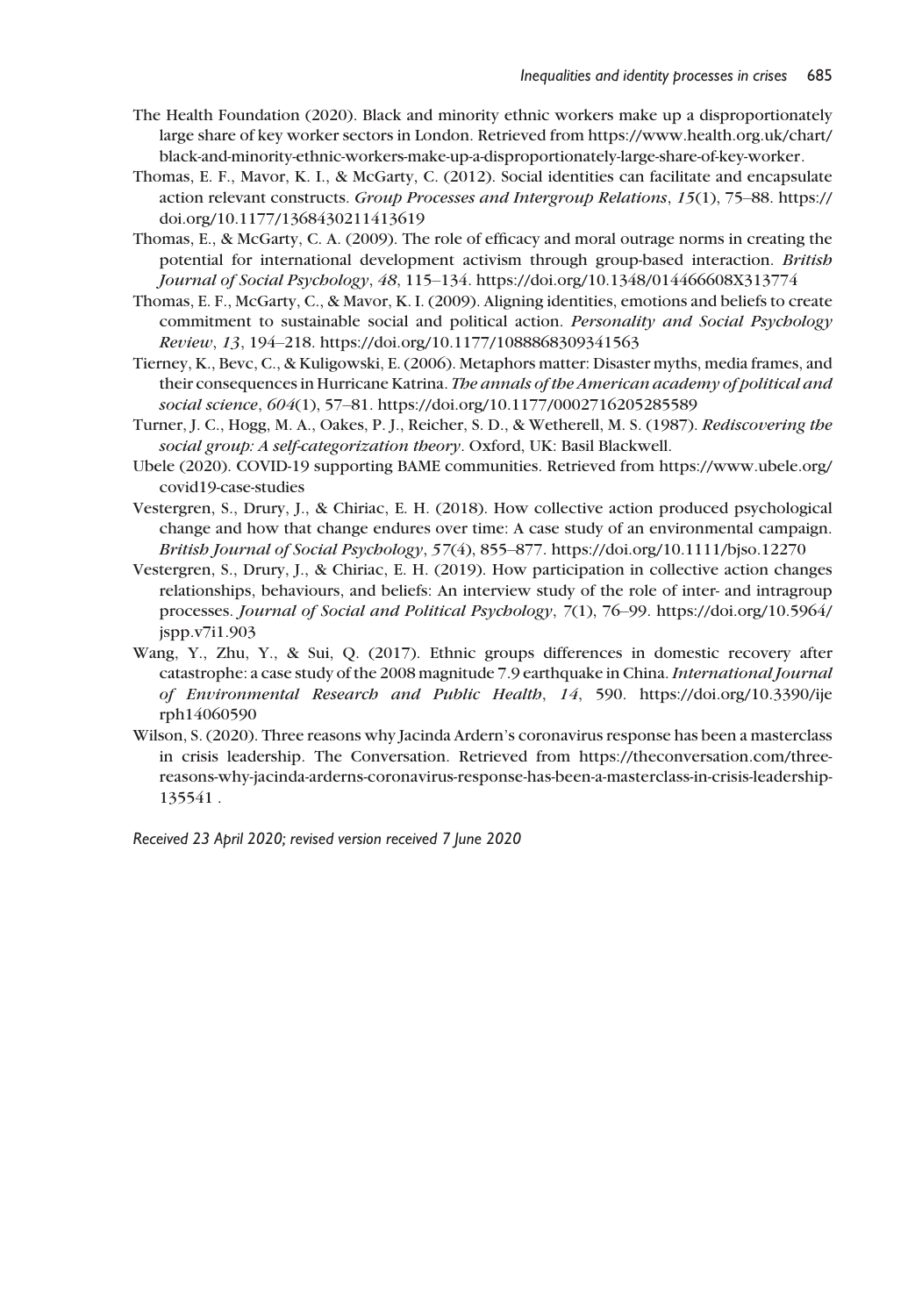The Health Foundation (2020). Black and minority ethnic workers make up a disproportionately large share of key worker sectors in London. Retrieved from https://www.health.org.uk/chart/black-and-minority-ethnic-workers-make-up-a-disproportionately-large-share-of-key-worker.

Thomas, E. F., Mavor, K. I., & McGarty, C. (2012). Social identities can facilitate and encapsulate action relevant constructs. *Group Processes and Intergroup Relations*, *15*(1), 75–88. https://doi.org/10.1177/1368430211413619

Thomas, E., & McGarty, C. A. (2009). The role of efficacy and moral outrage norms in creating the potential for international development activism through group-based interaction. *British Journal of Social Psychology*, *48*, 115–134. https://doi.org/10.1348/014466608X313774

Thomas, E. F., McGarty, C., & Mavor, K. I. (2009). Aligning identities, emotions and beliefs to create commitment to sustainable social and political action. *Personality and Social Psychology Review*, *13*, 194–218. https://doi.org/10.1177/1088868309341563

Tierney, K., Bevc, C., & Kuligowski, E. (2006). Metaphors matter: Disaster myths, media frames, and their consequences in Hurricane Katrina. *The annals of the American academy of political and social science*, *604*(1), 57–81. https://doi.org/10.1177/0002716205285589

Turner, J. C., Hogg, M. A., Oakes, P. J., Reicher, S. D., & Wetherell, M. S. (1987). *Rediscovering the social group: A self-categorization theory*. Oxford, UK: Basil Blackwell.

Ubele (2020). COVID-19 supporting BAME communities. Retrieved from https://www.ubele.org/covid19-case-studies

Vestergren, S., Drury, J., & Chiriac, E. H. (2018). How collective action produced psychological change and how that change endures over time: A case study of an environmental campaign. *British Journal of Social Psychology*, *57*(4), 855–877. https://doi.org/10.1111/bjso.12270

Vestergren, S., Drury, J., & Chiriac, E. H. (2019). How participation in collective action changes relationships, behaviours, and beliefs: An interview study of the role of inter- and intragroup processes. *Journal of Social and Political Psychology*, *7*(1), 76–99. https://doi.org/10.5964/jspp.v7i1.903

Wang, Y., Zhu, Y., & Sui, Q. (2017). Ethnic groups differences in domestic recovery after catastrophe: a case study of the 2008 magnitude 7.9 earthquake in China. *International Journal of Environmental Research and Public Health*, *14*, 590. https://doi.org/10.3390/ijerph14060590

Wilson, S. (2020). Three reasons why Jacinda Ardern's coronavirus response has been a masterclass in crisis leadership. The Conversation. Retrieved from https://theconversation.com/three-reasons-why-jacinda-arderns-coronavirus-response-has-been-a-masterclass-in-crisis-leadership-135541 .

*Received 23 April 2020; revised version received 7 June 2020*